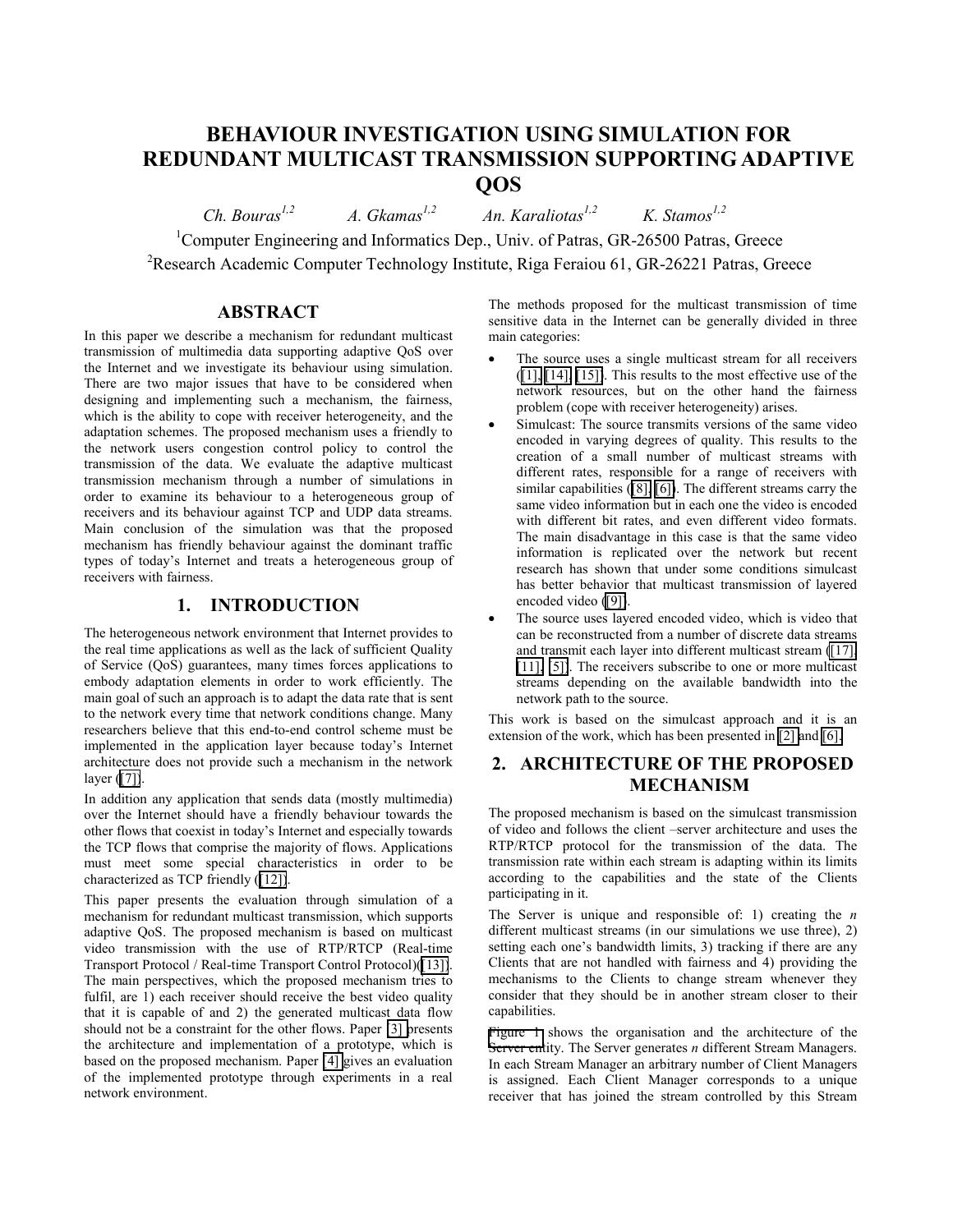# BEHAVIOUR INVESTIGATION USING SIMULATION FOR REDUNDANT MULTICAST TRANSMISSION SUPPORTING ADAPTIVE QOS

*Ch. Bouras*[1,2] *A. Gkamas*[1,2] *An. Karaliotas*[1,2] *K. Stamos*[1,2]

[1]Computer Engineering and Informatics Dep., Univ. of Patras, GR-26500 Patras, Greece

[2]Research Academic Computer Technology Institute, Riga Feraiou 61, GR-26221 Patras, Greece

## ABSTRACT

In this paper we describe a mechanism for redundant multicast transmission of multimedia data supporting adaptive QoS over the Internet and we investigate its behaviour using simulation. There are two major issues that have to be considered when designing and implementing such a mechanism, the fairness, which is the ability to cope with receiver heterogeneity, and the adaptation schemes. The proposed mechanism uses a friendly to the network users congestion control policy to control the transmission of the data. We evaluate the adaptive multicast transmission mechanism through a number of simulations in order to examine its behaviour to a heterogeneous group of receivers and its behaviour against TCP and UDP data streams. Main conclusion of the simulation was that the proposed mechanism has friendly behaviour against the dominant traffic types of today's Internet and treats a heterogeneous group of receivers with fairness.

## 1. INTRODUCTION

The heterogeneous network environment that Internet provides to the real time applications as well as the lack of sufficient Quality of Service (QoS) guarantees, many times forces applications to embody adaptation elements in order to work efficiently. The main goal of such an approach is to adapt the data rate that is sent to the network every time that network conditions change. Many researchers believe that this end-to-end control scheme must be implemented in the application layer because today's Internet architecture does not provide such a mechanism in the network layer ([7]).

In addition any application that sends data (mostly multimedia) over the Internet should have a friendly behaviour towards the other flows that coexist in today's Internet and especially towards the TCP flows that comprise the majority of flows. Applications must meet some special characteristics in order to be characterized as TCP friendly ([12]).

This paper presents the evaluation through simulation of a mechanism for redundant multicast transmission, which supports adaptive QoS. The proposed mechanism is based on multicast video transmission with the use of RTP/RTCP (Real-time Transport Protocol / Real-time Transport Control Protocol)([13]). The main perspectives, which the proposed mechanism tries to fulfil, are 1) each receiver should receive the best video quality that it is capable of and 2) the generated multicast data flow should not be a constraint for the other flows. Paper [3] presents the architecture and implementation of a prototype, which is based on the proposed mechanism. Paper [4] gives an evaluation of the implemented prototype through experiments in a real network environment.

The methods proposed for the multicast transmission of time sensitive data in the Internet can be generally divided in three main categories:

- The source uses a single multicast stream for all receivers ([1], [14], [15]). This results to the most effective use of the network resources, but on the other hand the fairness problem (cope with receiver heterogeneity) arises.
- Simulcast: The source transmits versions of the same video encoded in varying degrees of quality. This results to the creation of a small number of multicast streams with different rates, responsible for a range of receivers with similar capabilities ([8], [6]). The different streams carry the same video information but in each one the video is encoded with different bit rates, and even different video formats. The main disadvantage in this case is that the same video information is replicated over the network but recent research has shown that under some conditions simulcast has better behavior that multicast transmission of layered encoded video ([9]).
- The source uses layered encoded video, which is video that can be reconstructed from a number of discrete data streams and transmit each layer into different multicast stream ([17], [11], [5]). The receivers subscribe to one or more multicast streams depending on the available bandwidth into the network path to the source.

This work is based on the simulcast approach and it is an extension of the work, which has been presented in [2] and [6].

## 2. ARCHITECTURE OF THE PROPOSED MECHANISM

The proposed mechanism is based on the simulcast transmission of video and follows the client –server architecture and uses the RTP/RTCP protocol for the transmission of the data. The transmission rate within each stream is adapting within its limits according to the capabilities and the state of the Clients participating in it.

The Server is unique and responsible of: 1) creating the *n* different multicast streams (in our simulations we use three), 2) setting each one's bandwidth limits, 3) tracking if there are any Clients that are not handled with fairness and 4) providing the mechanisms to the Clients to change stream whenever they consider that they should be in another stream closer to their capabilities.

Figure 1 shows the organisation and the architecture of the Server entity. The Server generates *n* different Stream Managers. In each Stream Manager an arbitrary number of Client Managers is assigned. Each Client Manager corresponds to a unique receiver that has joined the stream controlled by this Stream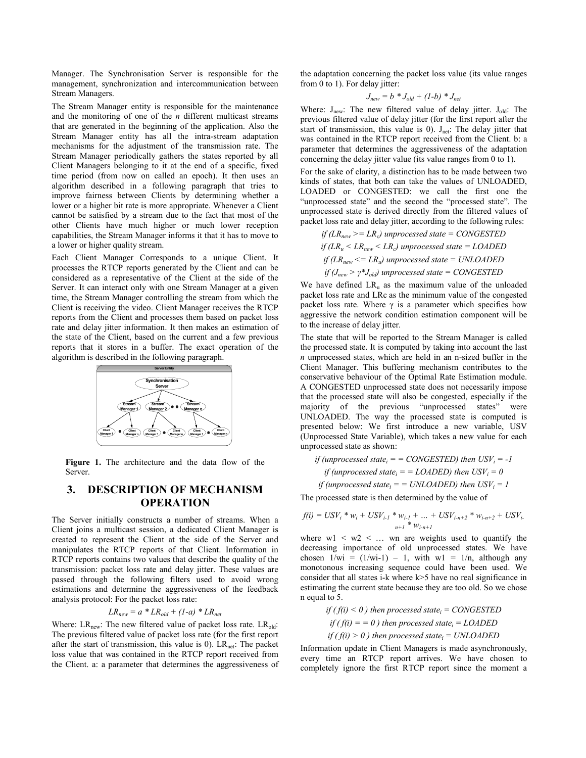Manager. The Synchronisation Server is responsible for the management, synchronization and intercommunication between Stream Managers.

The Stream Manager entity is responsible for the maintenance and the monitoring of one of the *n* different multicast streams that are generated in the beginning of the application. Also the Stream Manager entity has all the intra-stream adaptation mechanisms for the adjustment of the transmission rate. The Stream Manager periodically gathers the states reported by all Client Managers belonging to it at the end of a specific, fixed time period (from now on called an epoch). It then uses an algorithm described in a following paragraph that tries to improve fairness between Clients by determining whether a lower or a higher bit rate is more appropriate. Whenever a Client cannot be satisfied by a stream due to the fact that most of the other Clients have much higher or much lower reception capabilities, the Stream Manager informs it that it has to move to a lower or higher quality stream.

Each Client Manager Corresponds to a unique Client. It processes the RTCP reports generated by the Client and can be considered as a representative of the Client at the side of the Server. It can interact only with one Stream Manager at a given time, the Stream Manager controlling the stream from which the Client is receiving the video. Client Manager receives the RTCP reports from the Client and processes them based on packet loss rate and delay jitter information. It then makes an estimation of the state of the Client, based on the current and a few previous reports that it stores in a buffer. The exact operation of the algorithm is described in the following paragraph.

**Figure 1.** The architecture and the data flow of the Server.

## 3. DESCRIPTION OF MECHANISM OPERATION

The Server initially constructs a number of streams. When a Client joins a multicast session, a dedicated Client Manager is created to represent the Client at the side of the Server and manipulates the RTCP reports of that Client. Information in RTCP reports contains two values that describe the quality of the transmission: packet loss rate and delay jitter. These values are passed through the following filters used to avoid wrong estimations and determine the aggressiveness of the feedback analysis protocol: For the packet loss rate:

$$LR_{new} = a * LR_{old} + (1-a) * LR_{net}$$

Where: $LR_{new}$: The new filtered value of packet loss rate. $LR_{old}$: The previous filtered value of packet loss rate (for the first report after the start of transmission, this value is 0). $LR_{net}$: The packet loss value that was contained in the RTCP report received from the Client. a: a parameter that determines the aggressiveness of the adaptation concerning the packet loss value (its value ranges from 0 to 1). For delay jitter:

$$J_{new} = b * J_{old} + (1-b) * J_{net}$$

Where: $J_{new}$: The new filtered value of delay jitter. $J_{old}$: The previous filtered value of delay jitter (for the first report after the start of transmission, this value is 0). $J_{net}$: The delay jitter that was contained in the RTCP report received from the Client. b: a parameter that determines the aggressiveness of the adaptation concerning the delay jitter value (its value ranges from 0 to 1).

For the sake of clarity, a distinction has to be made between two kinds of states, that both can take the values of UNLOADED, LOADED or CONGESTED: we call the first one the "unprocessed state" and the second the "processed state". The unprocessed state is derived directly from the filtered values of packet loss rate and delay jitter, according to the following rules:

$$\text{if } (LR_{new} >= LR_c) \text{ unprocessed state = CONGESTED}$$

$$\text{if } (LR_u < LR_{new} < LR_c) \text{ unprocessed state = LOADED}$$

$$\text{if } (LR_{new} <= LR_u) \text{ unprocessed state = UNLOADED}$$

$$\text{if } (J_{new} > \gamma * J_{old}) \text{ unprocessed state = CONGESTED}$$

We have defined $LR_u$ as the maximum value of the unloaded packet loss rate and LRc as the minimum value of the congested packet loss rate. Where $\gamma$ is a parameter which specifies how aggressive the network condition estimation component will be to the increase of delay jitter.

The state that will be reported to the Stream Manager is called the processed state. It is computed by taking into account the last *n* unprocessed states, which are held in an n-sized buffer in the Client Manager. This buffering mechanism contributes to the conservative behaviour of the Optimal Rate Estimation module. A CONGESTED unprocessed state does not necessarily impose that the processed state will also be congested, especially if the majority of the previous "unprocessed states" were UNLOADED. The way the processed state is computed is presented below: We first introduce a new variable, USV (Unprocessed State Variable), which takes a new value for each unprocessed state as shown:

$$\text{if (unprocessed state}_i == \text{CONGESTED) then } USV_i = -1$$

$$\text{if (unprocessed state}_i == \text{LOADED) then } USV_i = 0$$

$$\text{if (unprocessed state}_i == \text{UNLOADED) then } USV_i = 1$$

The processed state is then determined by the value of

$$f(i) = USV_i * w_i + USV_{i-1} * w_{i-1} + \ldots + USV_{i-n+2} * w_{i-n+2} + USV_{i-n+1} * w_{i-n+1}$$

where w1 < w2 < … wn are weights used to quantify the decreasing importance of old unprocessed states. We have chosen 1/wi = (1/wi-1) – 1, with w1 = 1/n, although any monotonous increasing sequence could have been used. We consider that all states i-k where k>5 have no real significance in estimating the current state because they are too old. So we chose n equal to 5.

$$\text{if } (f(i) < 0) \text{ then processed state}_i = \text{CONGESTED}$$

$$\text{if } (f(i) == 0) \text{ then processed state}_i = \text{LOADED}$$

$$\text{if } (f(i) > 0) \text{ then processed state}_i = \text{UNLOADED}$$

Information update in Client Managers is made asynchronously, every time an RTCP report arrives. We have chosen to completely ignore the first RTCP report since the moment a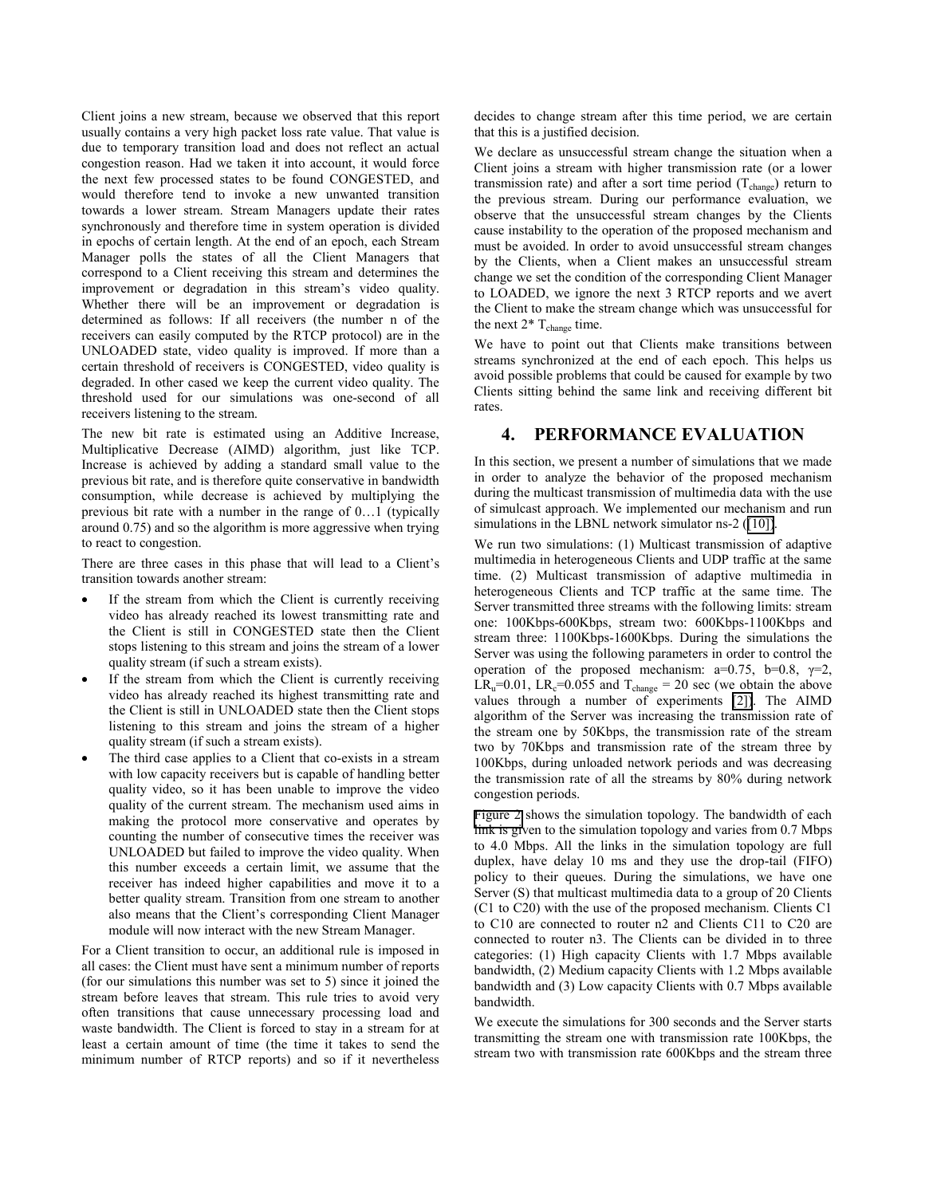Client joins a new stream, because we observed that this report usually contains a very high packet loss rate value. That value is due to temporary transition load and does not reflect an actual congestion reason. Had we taken it into account, it would force the next few processed states to be found CONGESTED, and would therefore tend to invoke a new unwanted transition towards a lower stream. Stream Managers update their rates synchronously and therefore time in system operation is divided in epochs of certain length. At the end of an epoch, each Stream Manager polls the states of all the Client Managers that correspond to a Client receiving this stream and determines the improvement or degradation in this stream's video quality. Whether there will be an improvement or degradation is determined as follows: If all receivers (the number n of the receivers can easily computed by the RTCP protocol) are in the UNLOADED state, video quality is improved. If more than a certain threshold of receivers is CONGESTED, video quality is degraded. In other cased we keep the current video quality. The threshold used for our simulations was one-second of all receivers listening to the stream.

The new bit rate is estimated using an Additive Increase, Multiplicative Decrease (AIMD) algorithm, just like TCP. Increase is achieved by adding a standard small value to the previous bit rate, and is therefore quite conservative in bandwidth consumption, while decrease is achieved by multiplying the previous bit rate with a number in the range of 0…1 (typically around 0.75) and so the algorithm is more aggressive when trying to react to congestion.

There are three cases in this phase that will lead to a Client's transition towards another stream:

- If the stream from which the Client is currently receiving video has already reached its lowest transmitting rate and the Client is still in CONGESTED state then the Client stops listening to this stream and joins the stream of a lower quality stream (if such a stream exists).
- If the stream from which the Client is currently receiving video has already reached its highest transmitting rate and the Client is still in UNLOADED state then the Client stops listening to this stream and joins the stream of a higher quality stream (if such a stream exists).
- The third case applies to a Client that co-exists in a stream with low capacity receivers but is capable of handling better quality video, so it has been unable to improve the video quality of the current stream. The mechanism used aims in making the protocol more conservative and operates by counting the number of consecutive times the receiver was UNLOADED but failed to improve the video quality. When this number exceeds a certain limit, we assume that the receiver has indeed higher capabilities and move it to a better quality stream. Transition from one stream to another also means that the Client's corresponding Client Manager module will now interact with the new Stream Manager.

For a Client transition to occur, an additional rule is imposed in all cases: the Client must have sent a minimum number of reports (for our simulations this number was set to 5) since it joined the stream before leaves that stream. This rule tries to avoid very often transitions that cause unnecessary processing load and waste bandwidth. The Client is forced to stay in a stream for at least a certain amount of time (the time it takes to send the minimum number of RTCP reports) and so if it nevertheless decides to change stream after this time period, we are certain that this is a justified decision.

We declare as unsuccessful stream change the situation when a Client joins a stream with higher transmission rate (or a lower transmission rate) and after a sort time period ($T_{change}$) return to the previous stream. During our performance evaluation, we observe that the unsuccessful stream changes by the Clients cause instability to the operation of the proposed mechanism and must be avoided. In order to avoid unsuccessful stream changes by the Clients, when a Client makes an unsuccessful stream change we set the condition of the corresponding Client Manager to LOADED, we ignore the next 3 RTCP reports and we avert the Client to make the stream change which was unsuccessful for the next $2^* T_{change}$ time.

We have to point out that Clients make transitions between streams synchronized at the end of each epoch. This helps us avoid possible problems that could be caused for example by two Clients sitting behind the same link and receiving different bit rates.

## 4. PERFORMANCE EVALUATION

In this section, we present a number of simulations that we made in order to analyze the behavior of the proposed mechanism during the multicast transmission of multimedia data with the use of simulcast approach. We implemented our mechanism and run simulations in the LBNL network simulator ns-2 ([10]).

We run two simulations: (1) Multicast transmission of adaptive multimedia in heterogeneous Clients and UDP traffic at the same time. (2) Multicast transmission of adaptive multimedia in heterogeneous Clients and TCP traffic at the same time. The Server transmitted three streams with the following limits: stream one: 100Kbps-600Kbps, stream two: 600Kbps-1100Kbps and stream three: 1100Kbps-1600Kbps. During the simulations the Server was using the following parameters in order to control the operation of the proposed mechanism: a=0.75, b=0.8, $\gamma$=2, $LR_u$=0.01, $LR_c$=0.055 and $T_{change}$ = 20 sec (we obtain the above values through a number of experiments [2]). The AIMD algorithm of the Server was increasing the transmission rate of the stream one by 50Kbps, the transmission rate of the stream two by 70Kbps and transmission rate of the stream three by 100Kbps, during unloaded network periods and was decreasing the transmission rate of all the streams by 80% during network congestion periods.

Figure 2 shows the simulation topology. The bandwidth of each link is given to the simulation topology and varies from 0.7 Mbps to 4.0 Mbps. All the links in the simulation topology are full duplex, have delay 10 ms and they use the drop-tail (FIFO) policy to their queues. During the simulations, we have one Server (S) that multicast multimedia data to a group of 20 Clients (C1 to C20) with the use of the proposed mechanism. Clients C1 to C10 are connected to router n2 and Clients C11 to C20 are connected to router n3. The Clients can be divided in to three categories: (1) High capacity Clients with 1.7 Mbps available bandwidth, (2) Medium capacity Clients with 1.2 Mbps available bandwidth and (3) Low capacity Clients with 0.7 Mbps available bandwidth.

We execute the simulations for 300 seconds and the Server starts transmitting the stream one with transmission rate 100Kbps, the stream two with transmission rate 600Kbps and the stream three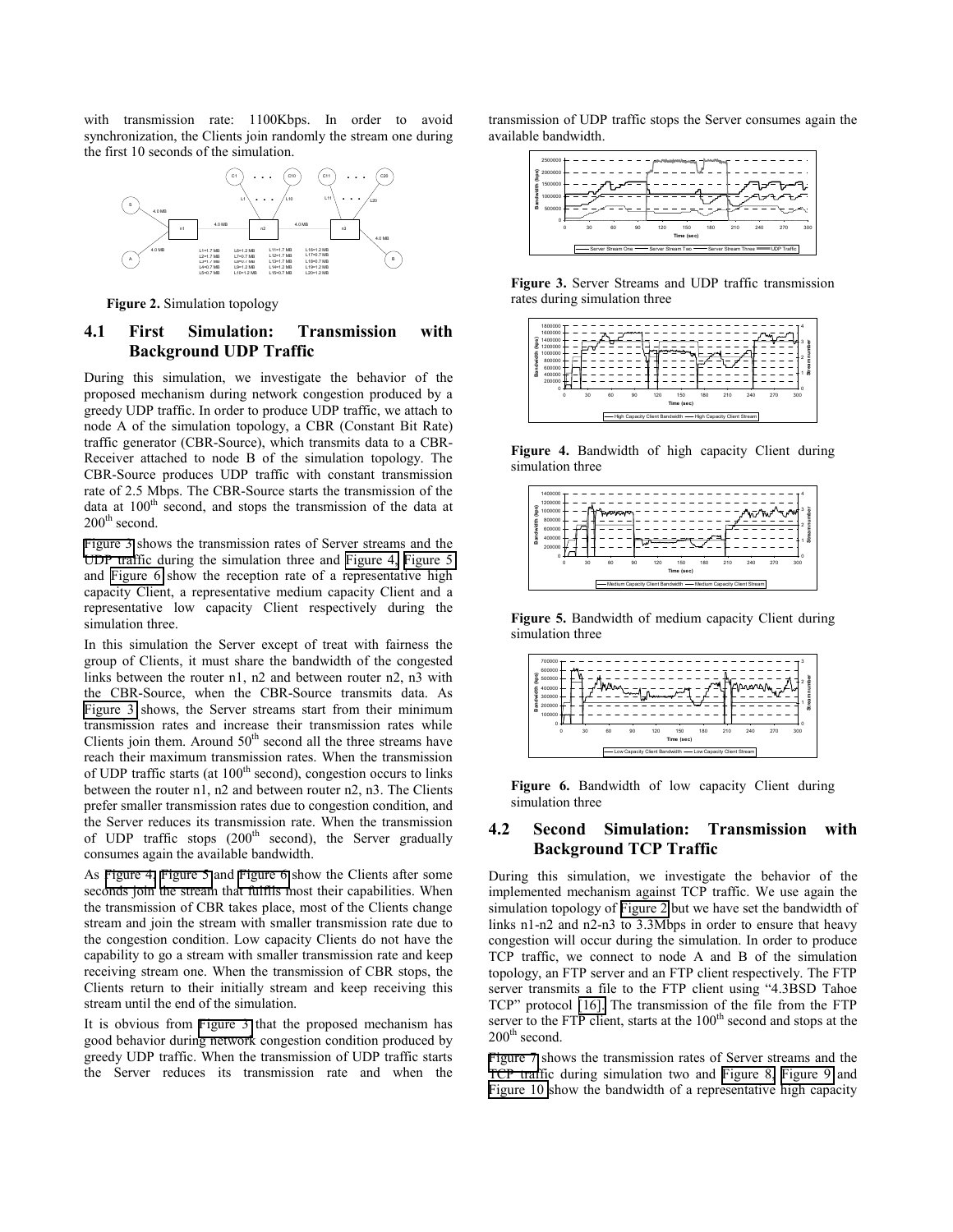with transmission rate: 1100Kbps. In order to avoid synchronization, the Clients join randomly the stream one during the first 10 seconds of the simulation.

**Figure 2.** Simulation topology

## 4.1 First Simulation: Transmission with Background UDP Traffic

During this simulation, we investigate the behavior of the proposed mechanism during network congestion produced by a greedy UDP traffic. In order to produce UDP traffic, we attach to node A of the simulation topology, a CBR (Constant Bit Rate) traffic generator (CBR-Source), which transmits data to a CBR-Receiver attached to node B of the simulation topology. The CBR-Source produces UDP traffic with constant transmission rate of 2.5 Mbps. The CBR-Source starts the transmission of the data at 100th second, and stops the transmission of the data at 200th second.

Figure 3 shows the transmission rates of Server streams and the UDP traffic during the simulation three and Figure 4, Figure 5 and Figure 6 show the reception rate of a representative high capacity Client, a representative medium capacity Client and a representative low capacity Client respectively during the simulation three.

In this simulation the Server except of treat with fairness the group of Clients, it must share the bandwidth of the congested links between the router n1, n2 and between router n2, n3 with the CBR-Source, when the CBR-Source transmits data. As Figure 3 shows, the Server streams start from their minimum transmission rates and increase their transmission rates while Clients join them. Around 50th second all the three streams have reach their maximum transmission rates. When the transmission of UDP traffic starts (at 100th second), congestion occurs to links between the router n1, n2 and between router n2, n3. The Clients prefer smaller transmission rates due to congestion condition, and the Server reduces its transmission rate. When the transmission of UDP traffic stops (200th second), the Server gradually consumes again the available bandwidth.

As Figure 4, Figure 5 and Figure 6 show the Clients after some seconds join the stream that fulfils most their capabilities. When the transmission of CBR takes place, most of the Clients change stream and join the stream with smaller transmission rate due to the congestion condition. Low capacity Clients do not have the capability to go a stream with smaller transmission rate and keep receiving stream one. When the transmission of CBR stops, the Clients return to their initially stream and keep receiving this stream until the end of the simulation.

It is obvious from Figure 3 that the proposed mechanism has good behavior during network congestion condition produced by greedy UDP traffic. When the transmission of UDP traffic starts the Server reduces its transmission rate and when the transmission of UDP traffic stops the Server consumes again the available bandwidth.

**Figure 3.** Server Streams and UDP traffic transmission rates during simulation three

**Figure 4.** Bandwidth of high capacity Client during simulation three

**Figure 5.** Bandwidth of medium capacity Client during simulation three

**Figure 6.** Bandwidth of low capacity Client during simulation three

## 4.2 Second Simulation: Transmission with Background TCP Traffic

During this simulation, we investigate the behavior of the implemented mechanism against TCP traffic. We use again the simulation topology of Figure 2 but we have set the bandwidth of links n1-n2 and n2-n3 to 3.3Mbps in order to ensure that heavy congestion will occur during the simulation. In order to produce TCP traffic, we connect to node A and B of the simulation topology, an FTP server and an FTP client respectively. The FTP server transmits a file to the FTP client using "4.3BSD Tahoe TCP" protocol [16]. The transmission of the file from the FTP server to the FTP client, starts at the 100th second and stops at the 200th second.

Figure 7 shows the transmission rates of Server streams and the TCP traffic during simulation two and Figure 8, Figure 9 and Figure 10 show the bandwidth of a representative high capacity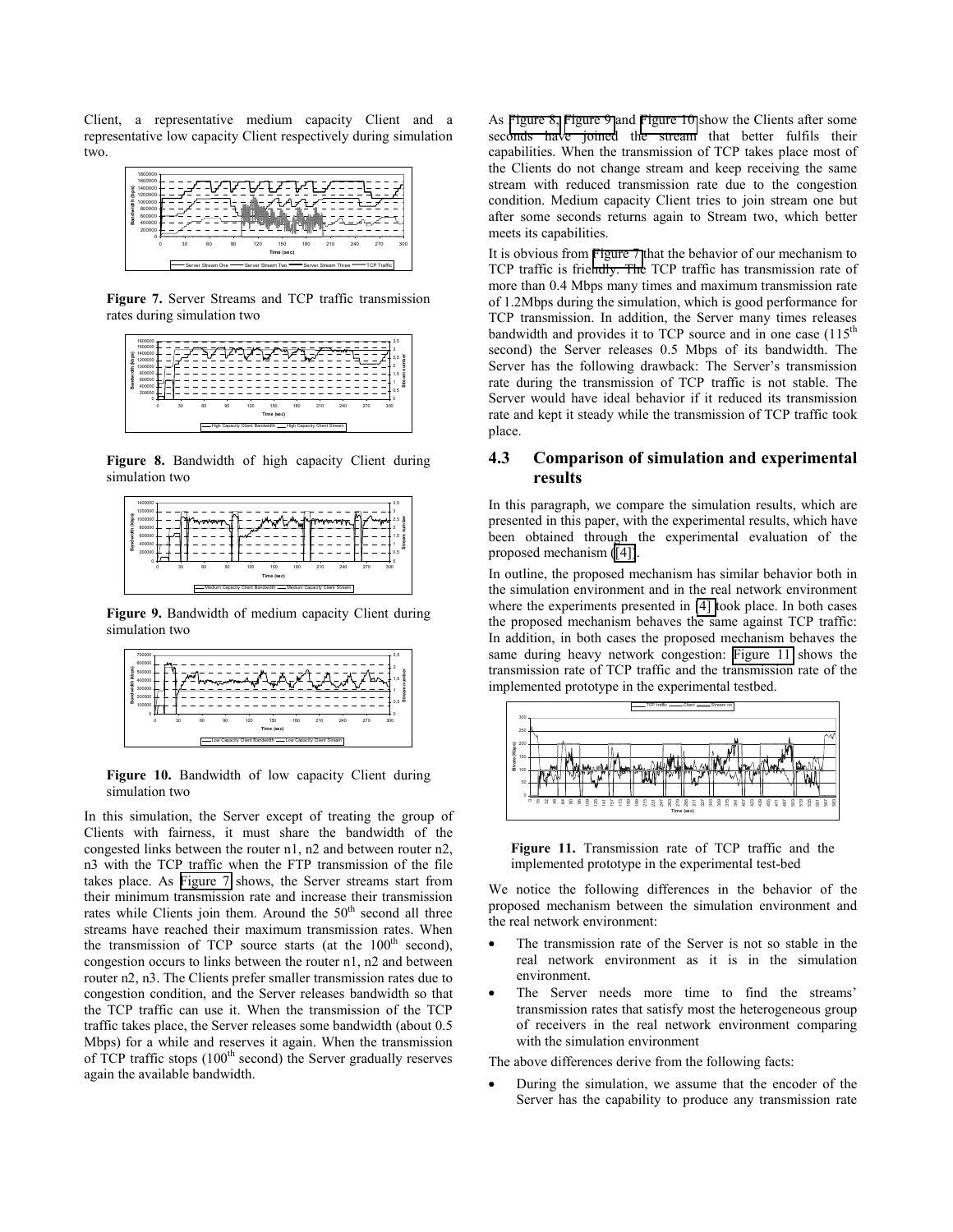Client, a representative medium capacity Client and a representative low capacity Client respectively during simulation two.

**Figure 7.** Server Streams and TCP traffic transmission rates during simulation two

**Figure 8.** Bandwidth of high capacity Client during simulation two

**Figure 9.** Bandwidth of medium capacity Client during simulation two

**Figure 10.** Bandwidth of low capacity Client during simulation two

In this simulation, the Server except of treating the group of Clients with fairness, it must share the bandwidth of the congested links between the router n1, n2 and between router n2, n3 with the TCP traffic when the FTP transmission of the file takes place. As Figure 7 shows, the Server streams start from their minimum transmission rate and increase their transmission rates while Clients join them. Around the 50th second all three streams have reached their maximum transmission rates. When the transmission of TCP source starts (at the 100th second), congestion occurs to links between the router n1, n2 and between router n2, n3. The Clients prefer smaller transmission rates due to congestion condition, and the Server releases bandwidth so that the TCP traffic can use it. When the transmission of the TCP traffic takes place, the Server releases some bandwidth (about 0.5 Mbps) for a while and reserves it again. When the transmission of TCP traffic stops (100th second) the Server gradually reserves again the available bandwidth.

As Figure 8, Figure 9 and Figure 10 show the Clients after some seconds have joined the stream that better fulfils their capabilities. When the transmission of TCP takes place most of the Clients do not change stream and keep receiving the same stream with reduced transmission rate due to the congestion condition. Medium capacity Client tries to join stream one but after some seconds returns again to Stream two, which better meets its capabilities.

It is obvious from Figure 7 that the behavior of our mechanism to TCP traffic is friendly. The TCP traffic has transmission rate of more than 0.4 Mbps many times and maximum transmission rate of 1.2Mbps during the simulation, which is good performance for TCP transmission. In addition, the Server many times releases bandwidth and provides it to TCP source and in one case (115th second) the Server releases 0.5 Mbps of its bandwidth. The Server has the following drawback: The Server's transmission rate during the transmission of TCP traffic is not stable. The Server would have ideal behavior if it reduced its transmission rate and kept it steady while the transmission of TCP traffic took place.

## 4.3 Comparison of simulation and experimental results

In this paragraph, we compare the simulation results, which are presented in this paper, with the experimental results, which have been obtained through the experimental evaluation of the proposed mechanism ([4]).

In outline, the proposed mechanism has similar behavior both in the simulation environment and in the real network environment where the experiments presented in [4] took place. In both cases the proposed mechanism behaves the same against TCP traffic: In addition, in both cases the proposed mechanism behaves the same during heavy network congestion: Figure 11 shows the transmission rate of TCP traffic and the transmission rate of the implemented prototype in the experimental testbed.

**Figure 11.** Transmission rate of TCP traffic and the implemented prototype in the experimental test-bed

We notice the following differences in the behavior of the proposed mechanism between the simulation environment and the real network environment:

- The transmission rate of the Server is not so stable in the real network environment as it is in the simulation environment.
- The Server needs more time to find the streams' transmission rates that satisfy most the heterogeneous group of receivers in the real network environment comparing with the simulation environment

The above differences derive from the following facts:

- During the simulation, we assume that the encoder of the Server has the capability to produce any transmission rate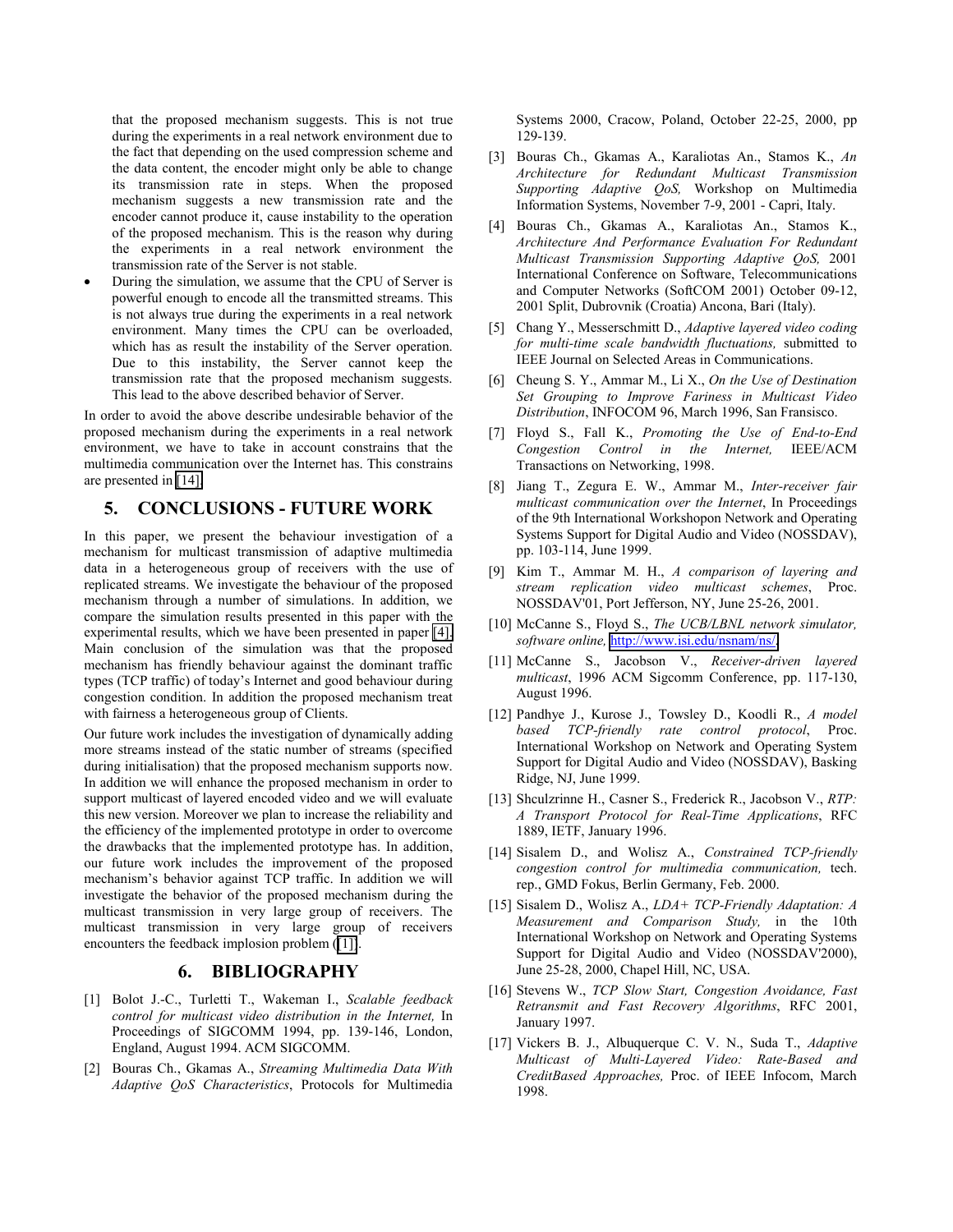that the proposed mechanism suggests. This is not true during the experiments in a real network environment due to the fact that depending on the used compression scheme and the data content, the encoder might only be able to change its transmission rate in steps. When the proposed mechanism suggests a new transmission rate and the encoder cannot produce it, cause instability to the operation of the proposed mechanism. This is the reason why during the experiments in a real network environment the transmission rate of the Server is not stable.

- During the simulation, we assume that the CPU of Server is powerful enough to encode all the transmitted streams. This is not always true during the experiments in a real network environment. Many times the CPU can be overloaded, which has as result the instability of the Server operation. Due to this instability, the Server cannot keep the transmission rate that the proposed mechanism suggests. This lead to the above described behavior of Server.

In order to avoid the above describe undesirable behavior of the proposed mechanism during the experiments in a real network environment, we have to take in account constrains that the multimedia communication over the Internet has. This constrains are presented in [14].

## 5. CONCLUSIONS - FUTURE WORK

In this paper, we present the behaviour investigation of a mechanism for multicast transmission of adaptive multimedia data in a heterogeneous group of receivers with the use of replicated streams. We investigate the behaviour of the proposed mechanism through a number of simulations. In addition, we compare the simulation results presented in this paper with the experimental results, which we have been presented in paper [4]. Main conclusion of the simulation was that the proposed mechanism has friendly behaviour against the dominant traffic types (TCP traffic) of today's Internet and good behaviour during congestion condition. In addition the proposed mechanism treat with fairness a heterogeneous group of Clients.

Our future work includes the investigation of dynamically adding more streams instead of the static number of streams (specified during initialisation) that the proposed mechanism supports now. In addition we will enhance the proposed mechanism in order to support multicast of layered encoded video and we will evaluate this new version. Moreover we plan to increase the reliability and the efficiency of the implemented prototype in order to overcome the drawbacks that the implemented prototype has. In addition, our future work includes the improvement of the proposed mechanism's behavior against TCP traffic. In addition we will investigate the behavior of the proposed mechanism during the multicast transmission in very large group of receivers. The multicast transmission in very large group of receivers encounters the feedback implosion problem ([1]).

## 6. BIBLIOGRAPHY

[1] Bolot J.-C., Turletti T., Wakeman I., *Scalable feedback control for multicast video distribution in the Internet,* In Proceedings of SIGCOMM 1994, pp. 139-146, London, England, August 1994. ACM SIGCOMM.

[2] Bouras Ch., Gkamas A., *Streaming Multimedia Data With Adaptive QoS Characteristics*, Protocols for Multimedia Systems 2000, Cracow, Poland, October 22-25, 2000, pp 129-139.

[3] Bouras Ch., Gkamas A., Karaliotas An., Stamos K., *An Architecture for Redundant Multicast Transmission Supporting Adaptive QoS,* Workshop on Multimedia Information Systems, November 7-9, 2001 - Capri, Italy.

[4] Bouras Ch., Gkamas A., Karaliotas An., Stamos K., *Architecture And Performance Evaluation For Redundant Multicast Transmission Supporting Adaptive QoS,* 2001 International Conference on Software, Telecommunications and Computer Networks (SoftCOM 2001) October 09-12, 2001 Split, Dubrovnik (Croatia) Ancona, Bari (Italy).

[5] Chang Y., Messerschmitt D., *Adaptive layered video coding for multi-time scale bandwidth fluctuations,* submitted to IEEE Journal on Selected Areas in Communications.

[6] Cheung S. Y., Ammar M., Li X., *On the Use of Destination Set Grouping to Improve Fariness in Multicast Video Distribution*, INFOCOM 96, March 1996, San Fransisco.

[7] Floyd S., Fall K., *Promoting the Use of End-to-End Congestion Control in the Internet,* IEEE/ACM Transactions on Networking, 1998.

[8] Jiang T., Zegura E. W., Ammar M., *Inter-receiver fair multicast communication over the Internet*, In Proceedings of the 9th International Workshopon Network and Operating Systems Support for Digital Audio and Video (NOSSDAV), pp. 103-114, June 1999.

[9] Kim T., Ammar M. H., *A comparison of layering and stream replication video multicast schemes*, Proc. NOSSDAV'01, Port Jefferson, NY, June 25-26, 2001.

[10] McCanne S., Floyd S., *The UCB/LBNL network simulator, software online,* http://www.isi.edu/nsnam/ns/

[11] McCanne S., Jacobson V., *Receiver-driven layered multicast*, 1996 ACM Sigcomm Conference, pp. 117-130, August 1996.

[12] Pandhye J., Kurose J., Towsley D., Koodli R., *A model based TCP-friendly rate control protocol*, Proc. International Workshop on Network and Operating System Support for Digital Audio and Video (NOSSDAV), Basking Ridge, NJ, June 1999.

[13] Shculzrinne H., Casner S., Frederick R., Jacobson V., *RTP: A Transport Protocol for Real-Time Applications*, RFC 1889, IETF, January 1996.

[14] Sisalem D., and Wolisz A., *Constrained TCP-friendly congestion control for multimedia communication,* tech. rep., GMD Fokus, Berlin Germany, Feb. 2000.

[15] Sisalem D., Wolisz A., *LDA+ TCP-Friendly Adaptation: A Measurement and Comparison Study,* in the 10th International Workshop on Network and Operating Systems Support for Digital Audio and Video (NOSSDAV'2000), June 25-28, 2000, Chapel Hill, NC, USA.

[16] Stevens W., *TCP Slow Start, Congestion Avoidance, Fast Retransmit and Fast Recovery Algorithms*, RFC 2001, January 1997.

[17] Vickers B. J., Albuquerque C. V. N., Suda T., *Adaptive Multicast of Multi-Layered Video: Rate-Based and CreditBased Approaches,* Proc. of IEEE Infocom, March 1998.